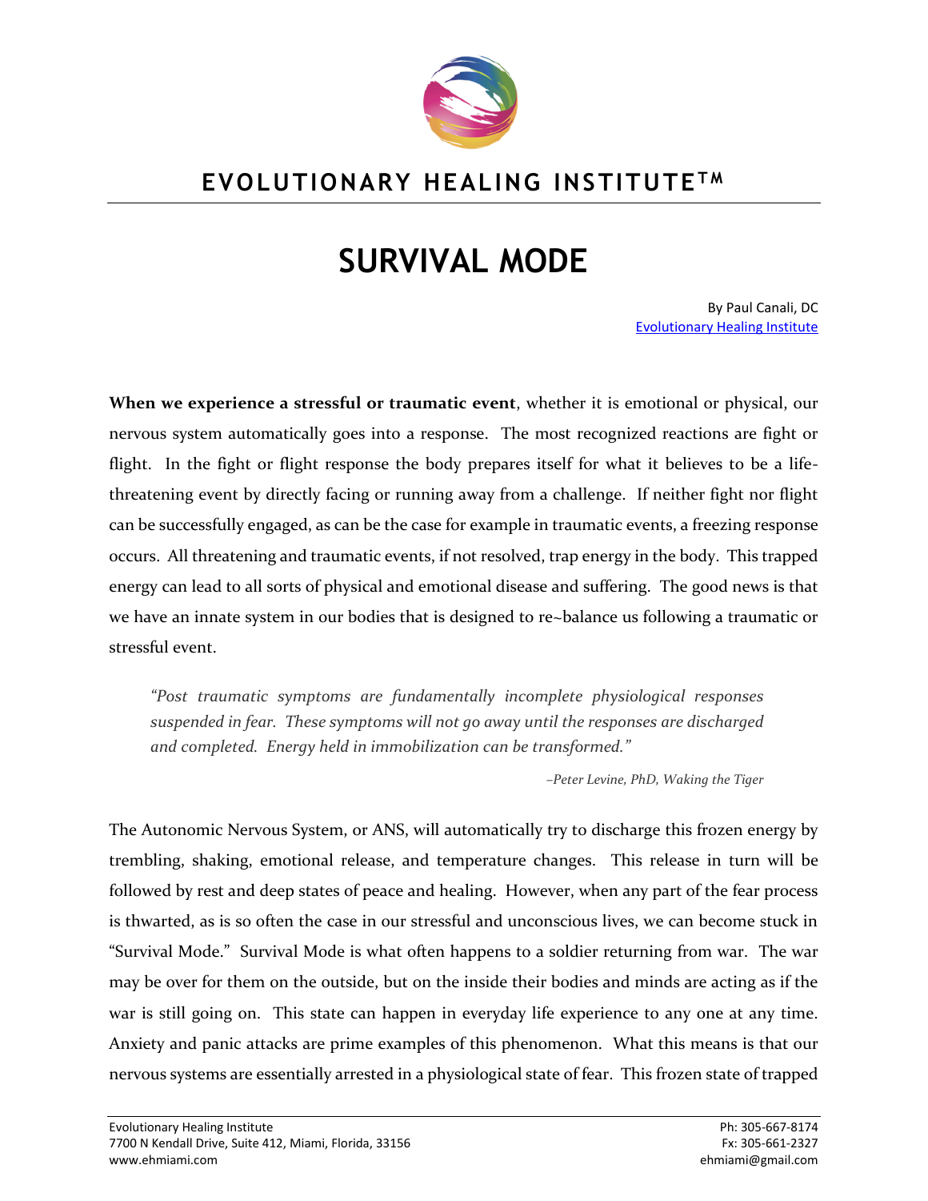# EVOLUTIONARY HEALING INSTITUTE™

# SURVIVAL MODE

By Paul Canali, DC
Evolutionary Healing Institute

**When we experience a stressful or traumatic event**, whether it is emotional or physical, our nervous system automatically goes into a response. The most recognized reactions are fight or flight. In the fight or flight response the body prepares itself for what it believes to be a life-threatening event by directly facing or running away from a challenge. If neither fight nor flight can be successfully engaged, as can be the case for example in traumatic events, a freezing response occurs. All threatening and traumatic events, if not resolved, trap energy in the body. This trapped energy can lead to all sorts of physical and emotional disease and suffering. The good news is that we have an innate system in our bodies that is designed to re~balance us following a traumatic or stressful event.

> *"Post traumatic symptoms are fundamentally incomplete physiological responses suspended in fear. These symptoms will not go away until the responses are discharged and completed. Energy held in immobilization can be transformed."*
>
> *–Peter Levine, PhD, Waking the Tiger*

The Autonomic Nervous System, or ANS, will automatically try to discharge this frozen energy by trembling, shaking, emotional release, and temperature changes. This release in turn will be followed by rest and deep states of peace and healing. However, when any part of the fear process is thwarted, as is so often the case in our stressful and unconscious lives, we can become stuck in "Survival Mode." Survival Mode is what often happens to a soldier returning from war. The war may be over for them on the outside, but on the inside their bodies and minds are acting as if the war is still going on. This state can happen in everyday life experience to any one at any time. Anxiety and panic attacks are prime examples of this phenomenon. What this means is that our nervous systems are essentially arrested in a physiological state of fear. This frozen state of trapped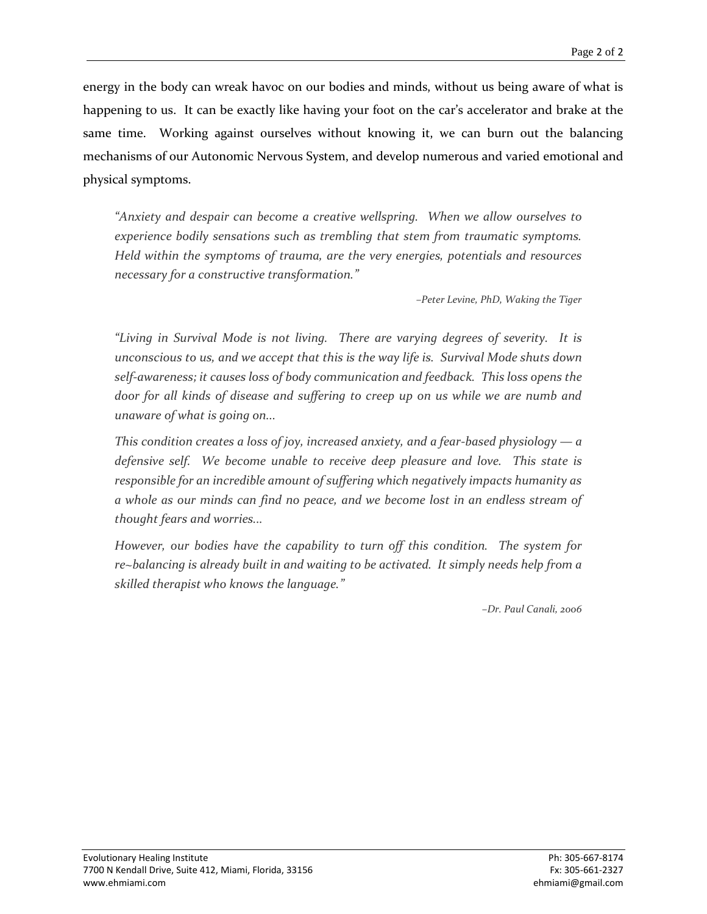energy in the body can wreak havoc on our bodies and minds, without us being aware of what is happening to us. It can be exactly like having your foot on the car's accelerator and brake at the same time. Working against ourselves without knowing it, we can burn out the balancing mechanisms of our Autonomic Nervous System, and develop numerous and varied emotional and physical symptoms.

> *"Anxiety and despair can become a creative wellspring. When we allow ourselves to experience bodily sensations such as trembling that stem from traumatic symptoms. Held within the symptoms of trauma, are the very energies, potentials and resources necessary for a constructive transformation."*
>
> *–Peter Levine, PhD, Waking the Tiger*

> *"Living in Survival Mode is not living. There are varying degrees of severity. It is unconscious to us, and we accept that this is the way life is. Survival Mode shuts down self-awareness; it causes loss of body communication and feedback. This loss opens the door for all kinds of disease and suffering to creep up on us while we are numb and unaware of what is going on…*
>
> *This condition creates a loss of joy, increased anxiety, and a fear-based physiology — a defensive self. We become unable to receive deep pleasure and love. This state is responsible for an incredible amount of suffering which negatively impacts humanity as a whole as our minds can find no peace, and we become lost in an endless stream of thought fears and worries…*
>
> *However, our bodies have the capability to turn off this condition. The system for re~balancing is already built in and waiting to be activated. It simply needs help from a skilled therapist who knows the language."*
>
> *–Dr. Paul Canali, 2006*

Evolutionary Healing Institute
7700 N Kendall Drive, Suite 412, Miami, Florida, 33156
www.ehmiami.com

Ph: 305-667-8174
Fx: 305-661-2327
ehmiami@gmail.com